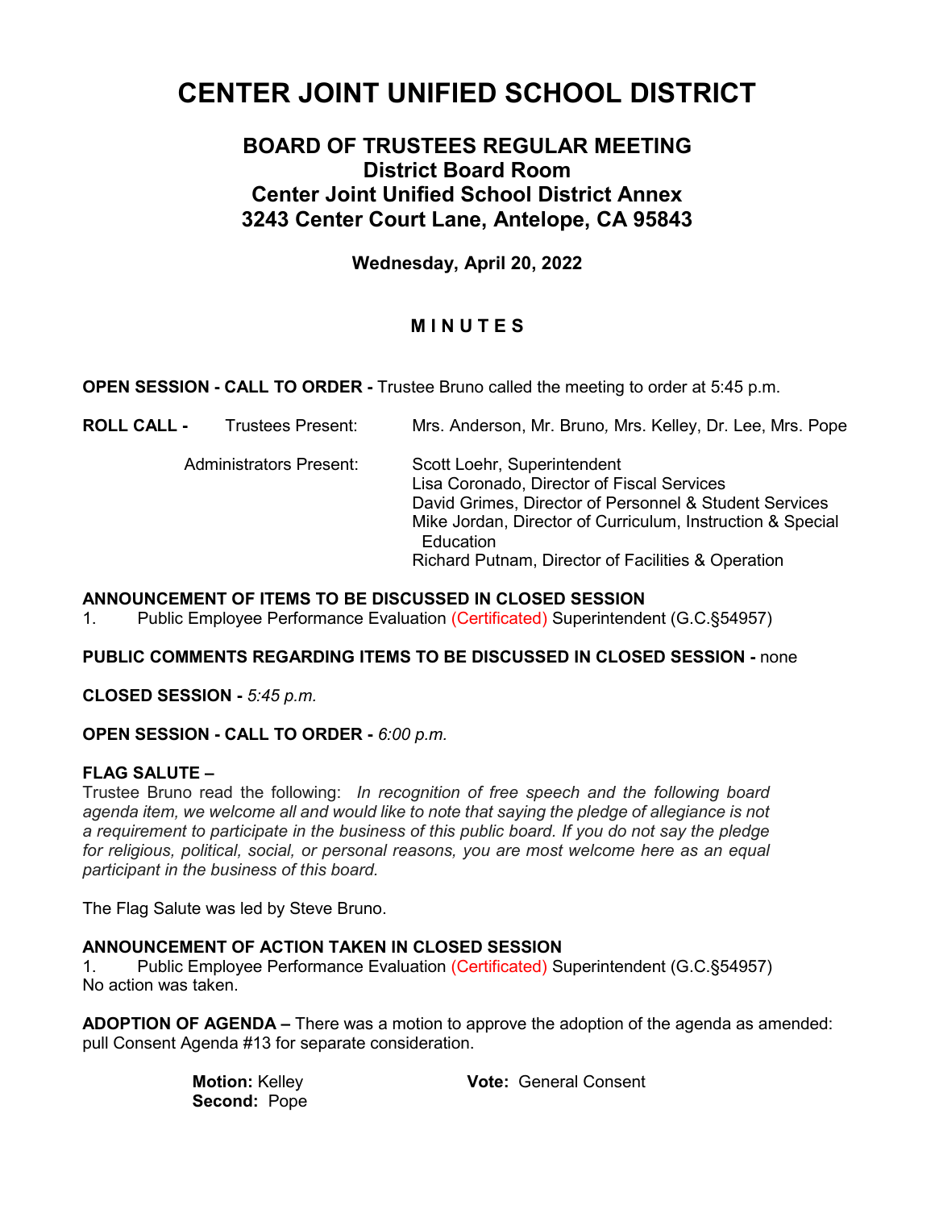# CENTER JOINT UNIFIED SCHOOL DISTRICT

## BOARD OF TRUSTEES REGULAR MEETING
## District Board Room
## Center Joint Unified School District Annex
## 3243 Center Court Lane, Antelope, CA 95843

**Wednesday, April 20, 2022**

## M I N U T E S

**OPEN SESSION - CALL TO ORDER -** Trustee Bruno called the meeting to order at 5:45 p.m.

**ROLL CALL -** Trustees Present: Mrs. Anderson, Mr. Bruno, Mrs. Kelley, Dr. Lee, Mrs. Pope

Administrators Present:
- Scott Loehr, Superintendent
- Lisa Coronado, Director of Fiscal Services
- David Grimes, Director of Personnel & Student Services
- Mike Jordan, Director of Curriculum, Instruction & Special Education
- Richard Putnam, Director of Facilities & Operation

**ANNOUNCEMENT OF ITEMS TO BE DISCUSSED IN CLOSED SESSION**

1. Public Employee Performance Evaluation (Certificated) Superintendent (G.C.§54957)

**PUBLIC COMMENTS REGARDING ITEMS TO BE DISCUSSED IN CLOSED SESSION -** none

**CLOSED SESSION -** *5:45 p.m.*

**OPEN SESSION - CALL TO ORDER -** *6:00 p.m.*

**FLAG SALUTE –**

Trustee Bruno read the following: *In recognition of free speech and the following board agenda item, we welcome all and would like to note that saying the pledge of allegiance is not a requirement to participate in the business of this public board. If you do not say the pledge for religious, political, social, or personal reasons, you are most welcome here as an equal participant in the business of this board.*

The Flag Salute was led by Steve Bruno.

**ANNOUNCEMENT OF ACTION TAKEN IN CLOSED SESSION**

1. Public Employee Performance Evaluation (Certificated) Superintendent (G.C.§54957)

No action was taken.

**ADOPTION OF AGENDA –** There was a motion to approve the adoption of the agenda as amended: pull Consent Agenda #13 for separate consideration.

**Motion:** Kelley
**Second:** Pope
**Vote:** General Consent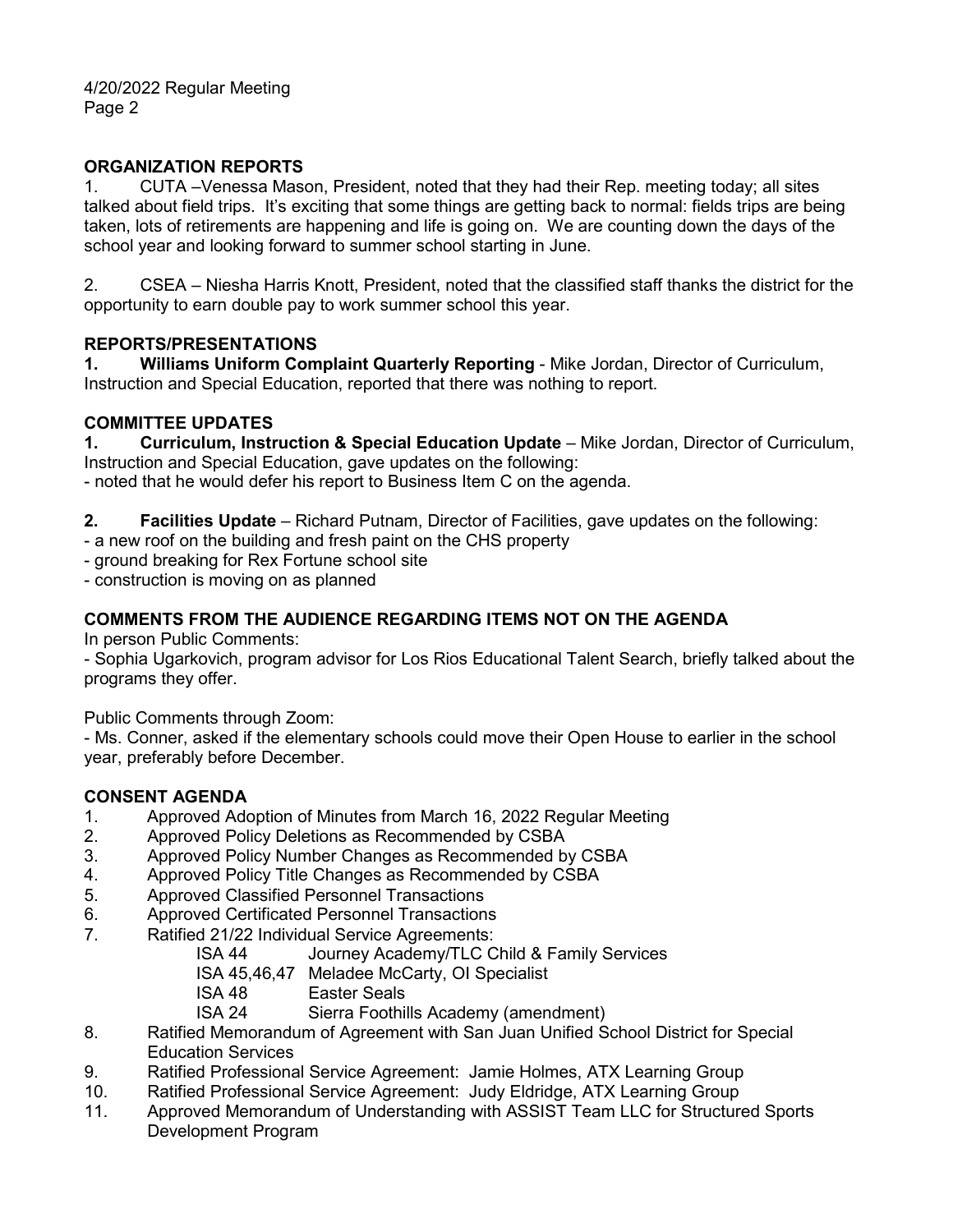## ORGANIZATION REPORTS

1. CUTA –Venessa Mason, President, noted that they had their Rep. meeting today; all sites talked about field trips. It's exciting that some things are getting back to normal: fields trips are being taken, lots of retirements are happening and life is going on. We are counting down the days of the school year and looking forward to summer school starting in June.

2. CSEA – Niesha Harris Knott, President, noted that the classified staff thanks the district for the opportunity to earn double pay to work summer school this year.

## REPORTS/PRESENTATIONS

1. **Williams Uniform Complaint Quarterly Reporting** - Mike Jordan, Director of Curriculum, Instruction and Special Education, reported that there was nothing to report.

## COMMITTEE UPDATES

1. **Curriculum, Instruction & Special Education Update** – Mike Jordan, Director of Curriculum, Instruction and Special Education, gave updates on the following:
- noted that he would defer his report to Business Item C on the agenda.

2. **Facilities Update** – Richard Putnam, Director of Facilities, gave updates on the following:
- a new roof on the building and fresh paint on the CHS property
- ground breaking for Rex Fortune school site
- construction is moving on as planned

## COMMENTS FROM THE AUDIENCE REGARDING ITEMS NOT ON THE AGENDA

In person Public Comments:
- Sophia Ugarkovich, program advisor for Los Rios Educational Talent Search, briefly talked about the programs they offer.

Public Comments through Zoom:
- Ms. Conner, asked if the elementary schools could move their Open House to earlier in the school year, preferably before December.

## CONSENT AGENDA

1. Approved Adoption of Minutes from March 16, 2022 Regular Meeting
2. Approved Policy Deletions as Recommended by CSBA
3. Approved Policy Number Changes as Recommended by CSBA
4. Approved Policy Title Changes as Recommended by CSBA
5. Approved Classified Personnel Transactions
6. Approved Certificated Personnel Transactions
7. Ratified 21/22 Individual Service Agreements:
   - ISA 44 Journey Academy/TLC Child & Family Services
   - ISA 45,46,47 Meladee McCarty, OI Specialist
   - ISA 48 Easter Seals
   - ISA 24 Sierra Foothills Academy (amendment)
8. Ratified Memorandum of Agreement with San Juan Unified School District for Special Education Services
9. Ratified Professional Service Agreement: Jamie Holmes, ATX Learning Group
10. Ratified Professional Service Agreement: Judy Eldridge, ATX Learning Group
11. Approved Memorandum of Understanding with ASSIST Team LLC for Structured Sports Development Program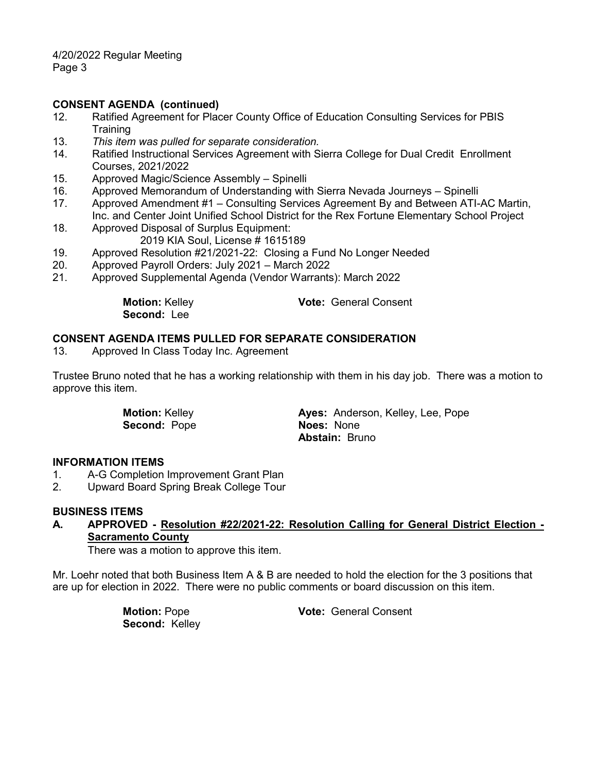## CONSENT AGENDA (continued)

12. Ratified Agreement for Placer County Office of Education Consulting Services for PBIS Training
13. *This item was pulled for separate consideration.*
14. Ratified Instructional Services Agreement with Sierra College for Dual Credit Enrollment Courses, 2021/2022
15. Approved Magic/Science Assembly – Spinelli
16. Approved Memorandum of Understanding with Sierra Nevada Journeys – Spinelli
17. Approved Amendment #1 – Consulting Services Agreement By and Between ATI-AC Martin, Inc. and Center Joint Unified School District for the Rex Fortune Elementary School Project
18. Approved Disposal of Surplus Equipment:
    2019 KIA Soul, License # 1615189
19. Approved Resolution #21/2021-22: Closing a Fund No Longer Needed
20. Approved Payroll Orders: July 2021 – March 2022
21. Approved Supplemental Agenda (Vendor Warrants): March 2022

**Motion:** Kelley
**Second:** Lee
**Vote:** General Consent

## CONSENT AGENDA ITEMS PULLED FOR SEPARATE CONSIDERATION

13. Approved In Class Today Inc. Agreement

Trustee Bruno noted that he has a working relationship with them in his day job. There was a motion to approve this item.

**Motion:** Kelley
**Second:** Pope
**Ayes:** Anderson, Kelley, Lee, Pope
**Noes:** None
**Abstain:** Bruno

## INFORMATION ITEMS

1. A-G Completion Improvement Grant Plan
2. Upward Board Spring Break College Tour

## BUSINESS ITEMS

**A. APPROVED - <u>Resolution #22/2021-22: Resolution Calling for General District Election - Sacramento County</u>**

There was a motion to approve this item.

Mr. Loehr noted that both Business Item A & B are needed to hold the election for the 3 positions that are up for election in 2022. There were no public comments or board discussion on this item.

**Motion:** Pope
**Second:** Kelley
**Vote:** General Consent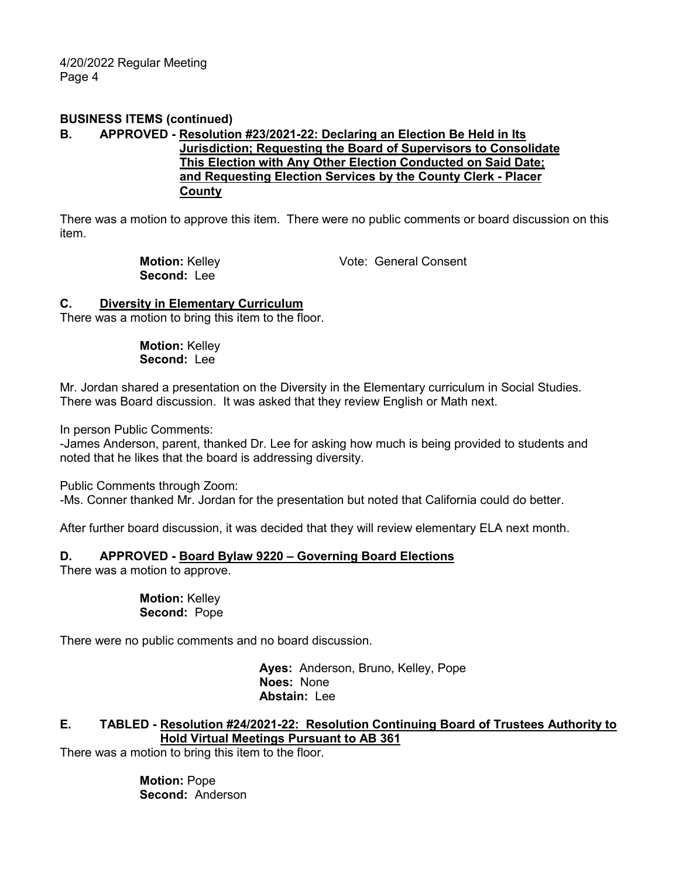## BUSINESS ITEMS (continued)

**B. APPROVED - Resolution #23/2021-22: Declaring an Election Be Held in Its Jurisdiction; Requesting the Board of Supervisors to Consolidate This Election with Any Other Election Conducted on Said Date; and Requesting Election Services by the County Clerk - Placer County**

There was a motion to approve this item. There were no public comments or board discussion on this item.

**Motion:** Kelley  
**Second:** Lee

Vote: General Consent

**C. Diversity in Elementary Curriculum**

There was a motion to bring this item to the floor.

**Motion:** Kelley  
**Second:** Lee

Mr. Jordan shared a presentation on the Diversity in the Elementary curriculum in Social Studies. There was Board discussion. It was asked that they review English or Math next.

In person Public Comments:

-James Anderson, parent, thanked Dr. Lee for asking how much is being provided to students and noted that he likes that the board is addressing diversity.

Public Comments through Zoom:

-Ms. Conner thanked Mr. Jordan for the presentation but noted that California could do better.

After further board discussion, it was decided that they will review elementary ELA next month.

**D. APPROVED - Board Bylaw 9220 – Governing Board Elections**

There was a motion to approve.

**Motion:** Kelley  
**Second:** Pope

There were no public comments and no board discussion.

**Ayes:** Anderson, Bruno, Kelley, Pope  
**Noes:** None  
**Abstain:** Lee

**E. TABLED - Resolution #24/2021-22: Resolution Continuing Board of Trustees Authority to Hold Virtual Meetings Pursuant to AB 361**

There was a motion to bring this item to the floor.

**Motion:** Pope  
**Second:** Anderson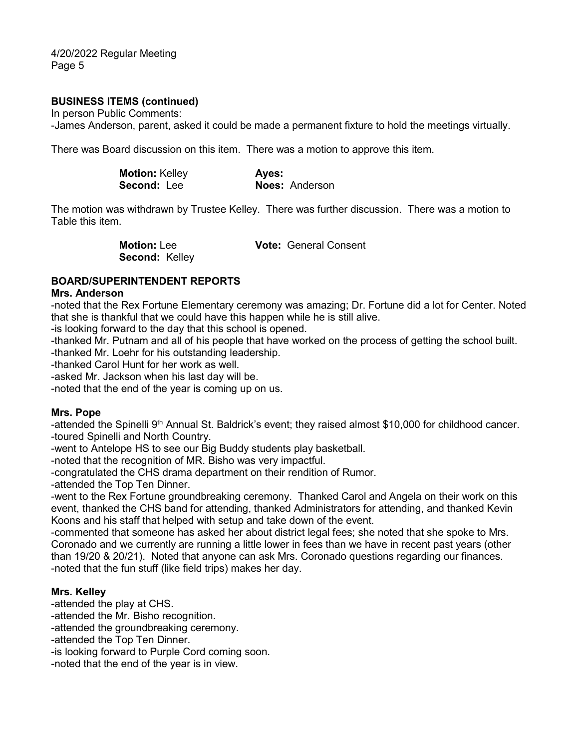**BUSINESS ITEMS (continued)**

In person Public Comments:

-James Anderson, parent, asked it could be made a permanent fixture to hold the meetings virtually.

There was Board discussion on this item. There was a motion to approve this item.

| | |
|---|---|
| **Motion:** Kelley | **Ayes:** |
| **Second:** Lee | **Noes:** Anderson |

The motion was withdrawn by Trustee Kelley. There was further discussion. There was a motion to Table this item.

| | |
|---|---|
| **Motion:** Lee | **Vote:** General Consent |
| **Second:** Kelley | |

**BOARD/SUPERINTENDENT REPORTS**

**Mrs. Anderson**

-noted that the Rex Fortune Elementary ceremony was amazing; Dr. Fortune did a lot for Center. Noted that she is thankful that we could have this happen while he is still alive.
-is looking forward to the day that this school is opened.
-thanked Mr. Putnam and all of his people that have worked on the process of getting the school built.
-thanked Mr. Loehr for his outstanding leadership.
-thanked Carol Hunt for her work as well.
-asked Mr. Jackson when his last day will be.
-noted that the end of the year is coming up on us.

**Mrs. Pope**

-attended the Spinelli 9th Annual St. Baldrick's event; they raised almost $10,000 for childhood cancer.
-toured Spinelli and North Country.
-went to Antelope HS to see our Big Buddy students play basketball.
-noted that the recognition of MR. Bisho was very impactful.
-congratulated the CHS drama department on their rendition of Rumor.
-attended the Top Ten Dinner.
-went to the Rex Fortune groundbreaking ceremony. Thanked Carol and Angela on their work on this event, thanked the CHS band for attending, thanked Administrators for attending, and thanked Kevin Koons and his staff that helped with setup and take down of the event.
-commented that someone has asked her about district legal fees; she noted that she spoke to Mrs. Coronado and we currently are running a little lower in fees than we have in recent past years (other than 19/20 & 20/21). Noted that anyone can ask Mrs. Coronado questions regarding our finances.
-noted that the fun stuff (like field trips) makes her day.

**Mrs. Kelley**

-attended the play at CHS.
-attended the Mr. Bisho recognition.
-attended the groundbreaking ceremony.
-attended the Top Ten Dinner.
-is looking forward to Purple Cord coming soon.
-noted that the end of the year is in view.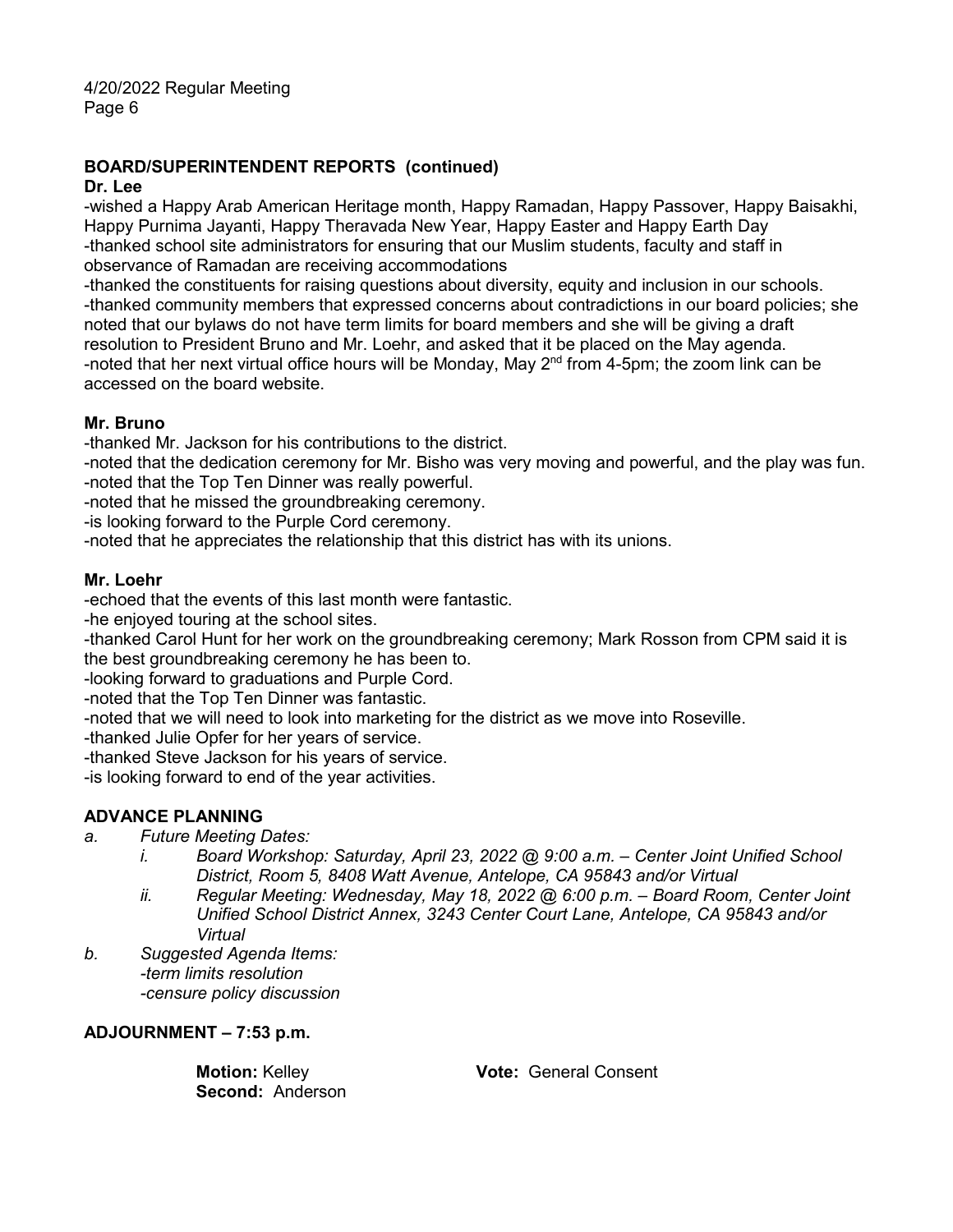## BOARD/SUPERINTENDENT REPORTS (continued)

**Dr. Lee**

-wished a Happy Arab American Heritage month, Happy Ramadan, Happy Passover, Happy Baisakhi, Happy Purnima Jayanti, Happy Theravada New Year, Happy Easter and Happy Earth Day
-thanked school site administrators for ensuring that our Muslim students, faculty and staff in observance of Ramadan are receiving accommodations
-thanked the constituents for raising questions about diversity, equity and inclusion in our schools.
-thanked community members that expressed concerns about contradictions in our board policies; she noted that our bylaws do not have term limits for board members and she will be giving a draft resolution to President Bruno and Mr. Loehr, and asked that it be placed on the May agenda.
-noted that her next virtual office hours will be Monday, May 2nd from 4-5pm; the zoom link can be accessed on the board website.

**Mr. Bruno**

-thanked Mr. Jackson for his contributions to the district.
-noted that the dedication ceremony for Mr. Bisho was very moving and powerful, and the play was fun.
-noted that the Top Ten Dinner was really powerful.
-noted that he missed the groundbreaking ceremony.
-is looking forward to the Purple Cord ceremony.
-noted that he appreciates the relationship that this district has with its unions.

**Mr. Loehr**

-echoed that the events of this last month were fantastic.
-he enjoyed touring at the school sites.
-thanked Carol Hunt for her work on the groundbreaking ceremony; Mark Rosson from CPM said it is the best groundbreaking ceremony he has been to.
-looking forward to graduations and Purple Cord.
-noted that the Top Ten Dinner was fantastic.
-noted that we will need to look into marketing for the district as we move into Roseville.
-thanked Julie Opfer for her years of service.
-thanked Steve Jackson for his years of service.
-is looking forward to end of the year activities.

## ADVANCE PLANNING

*a. Future Meeting Dates:*

*i. Board Workshop: Saturday, April 23, 2022 @ 9:00 a.m. – Center Joint Unified School District, Room 5, 8408 Watt Avenue, Antelope, CA 95843 and/or Virtual*

*ii. Regular Meeting: Wednesday, May 18, 2022 @ 6:00 p.m. – Board Room, Center Joint Unified School District Annex, 3243 Center Court Lane, Antelope, CA 95843 and/or Virtual*

*b. Suggested Agenda Items:*
*-term limits resolution*
*-censure policy discussion*

## ADJOURNMENT – 7:53 p.m.

**Motion:** Kelley
**Second:** Anderson
**Vote:** General Consent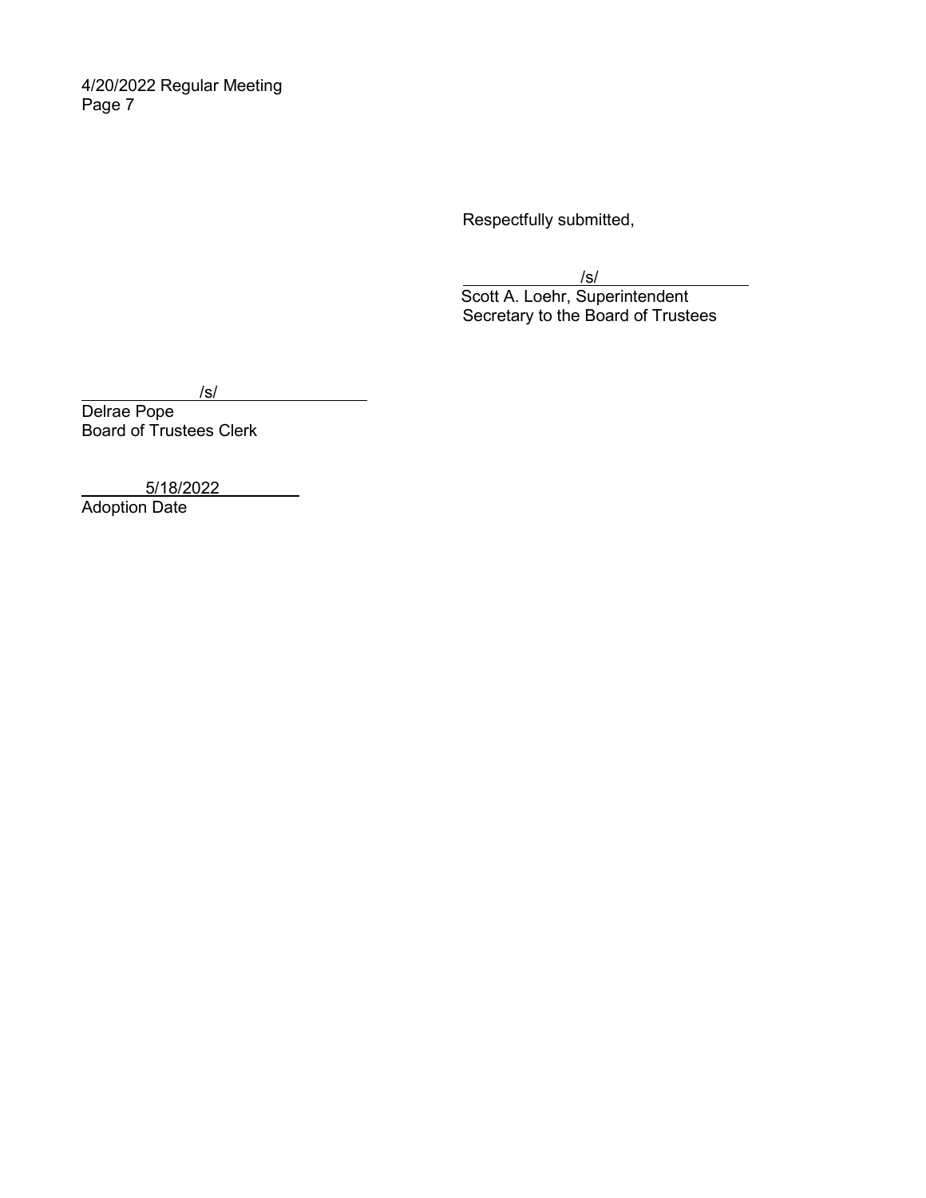Respectfully submitted,

/s/
Scott A. Loehr, Superintendent
Secretary to the Board of Trustees

/s/
Delrae Pope
Board of Trustees Clerk

5/18/2022
Adoption Date